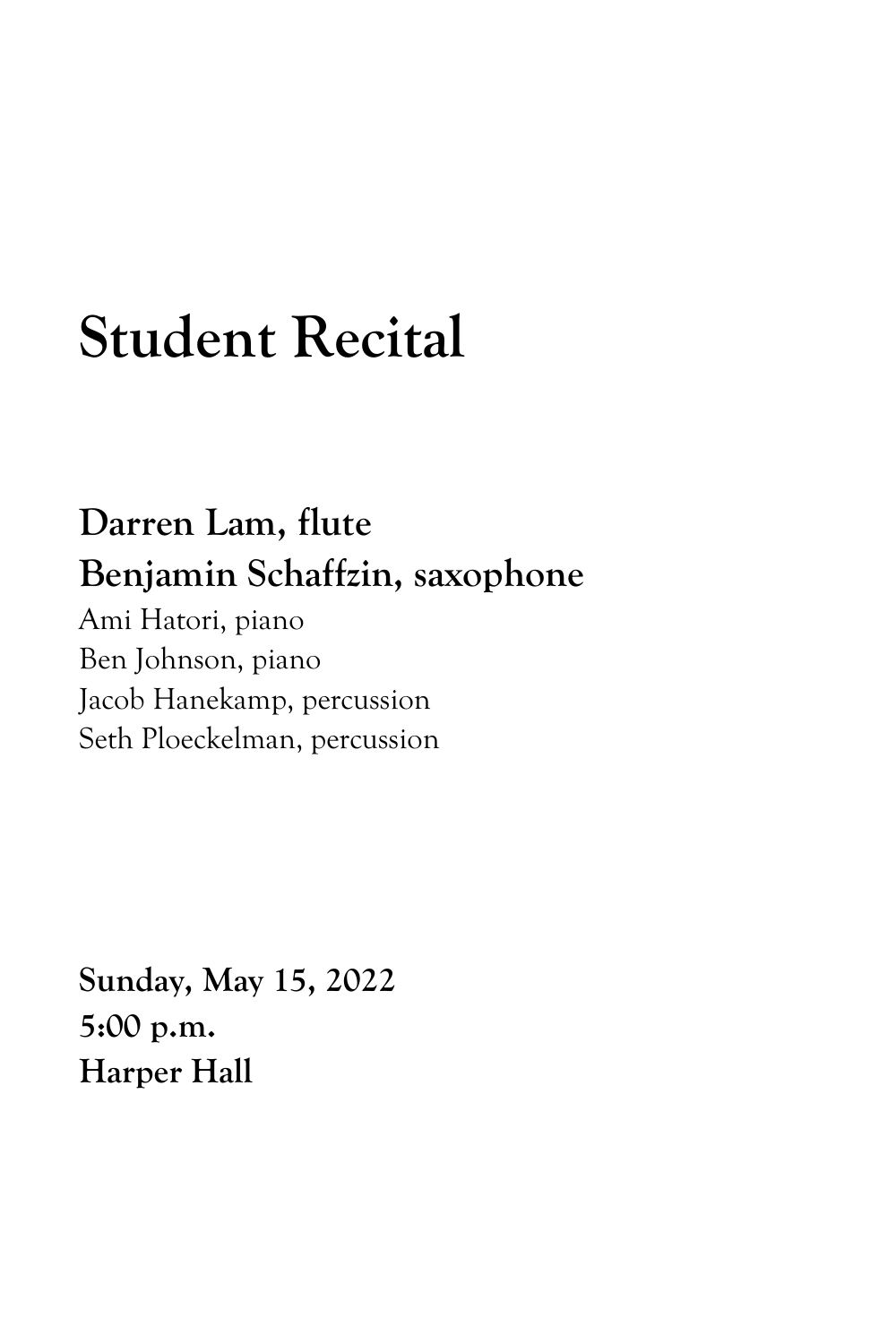# Student Recital

**Darren Lam, flute**
**Benjamin Schaffzin, saxophone**
Ami Hatori, piano
Ben Johnson, piano
Jacob Hanekamp, percussion
Seth Ploeckelman, percussion

**Sunday, May 15, 2022**
**5:00 p.m.**
**Harper Hall**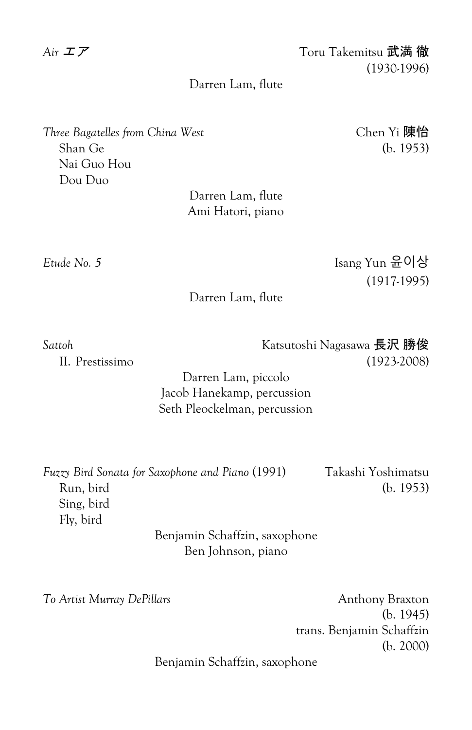*Air* エア — Toru Takemitsu 武満 徹 (1930-1996)

Darren Lam, flute

*Three Bagatelles from China West* — Chen Yi 陳怡 (b. 1953)

- Shan Ge
- Nai Guo Hou
- Dou Duo

Darren Lam, flute
Ami Hatori, piano

*Etude No. 5* — Isang Yun 윤이상 (1917-1995)

Darren Lam, flute

*Sattoh* — Katsutoshi Nagasawa 長沢 勝俊 (1923-2008)

- II. Prestissimo

Darren Lam, piccolo
Jacob Hanekamp, percussion
Seth Pleockelman, percussion

*Fuzzy Bird Sonata for Saxophone and Piano* (1991) — Takashi Yoshimatsu (b. 1953)

- Run, bird
- Sing, bird
- Fly, bird

Benjamin Schaffzin, saxophone
Ben Johnson, piano

*To Artist Murray DePillars* — Anthony Braxton (b. 1945)
trans. Benjamin Schaffzin (b. 2000)

Benjamin Schaffzin, saxophone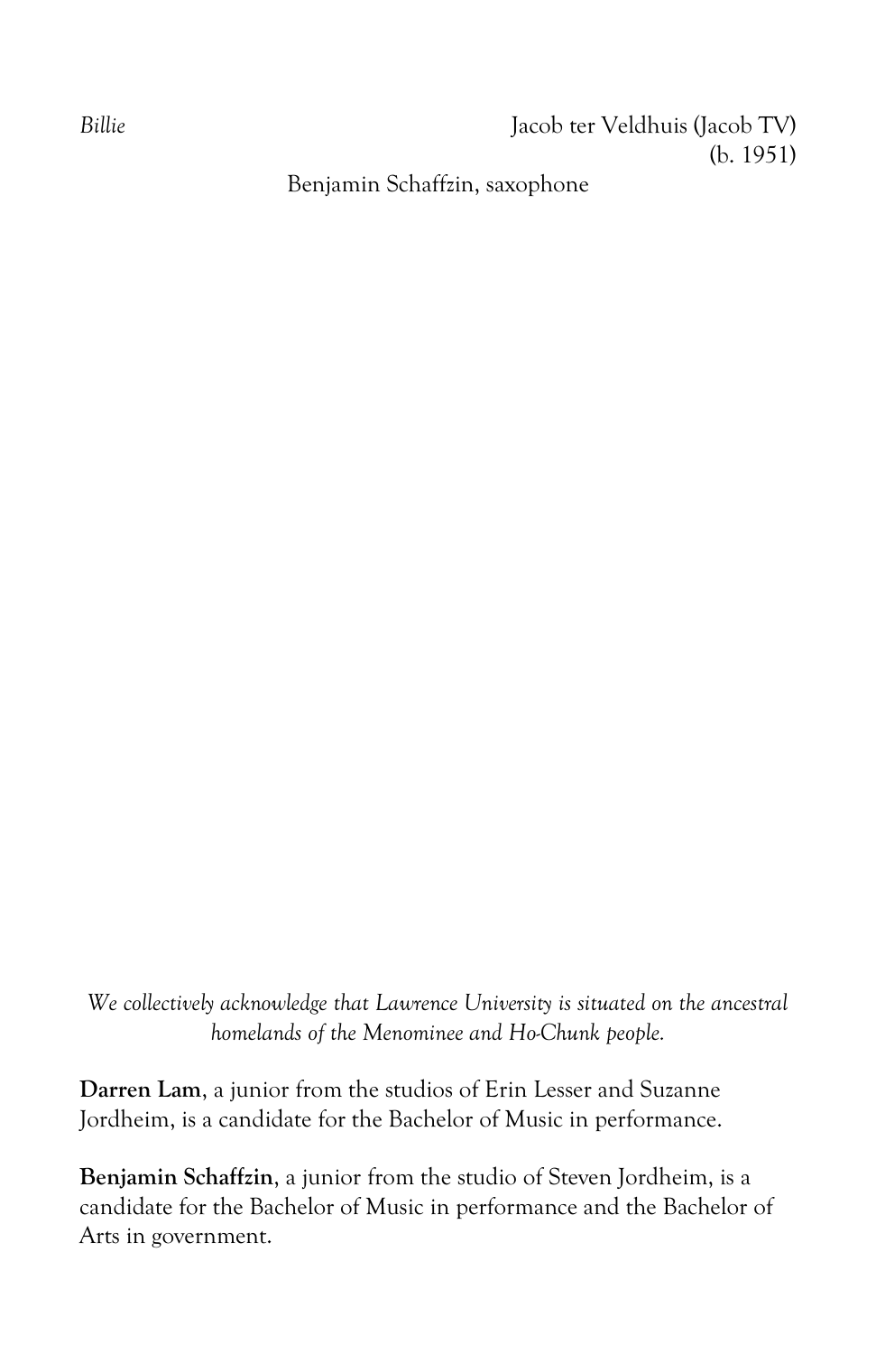*Billie* Jacob ter Veldhuis (Jacob TV)
(b. 1951)

Benjamin Schaffzin, saxophone

*We collectively acknowledge that Lawrence University is situated on the ancestral homelands of the Menominee and Ho-Chunk people.*

**Darren Lam**, a junior from the studios of Erin Lesser and Suzanne Jordheim, is a candidate for the Bachelor of Music in performance.

**Benjamin Schaffzin**, a junior from the studio of Steven Jordheim, is a candidate for the Bachelor of Music in performance and the Bachelor of Arts in government.